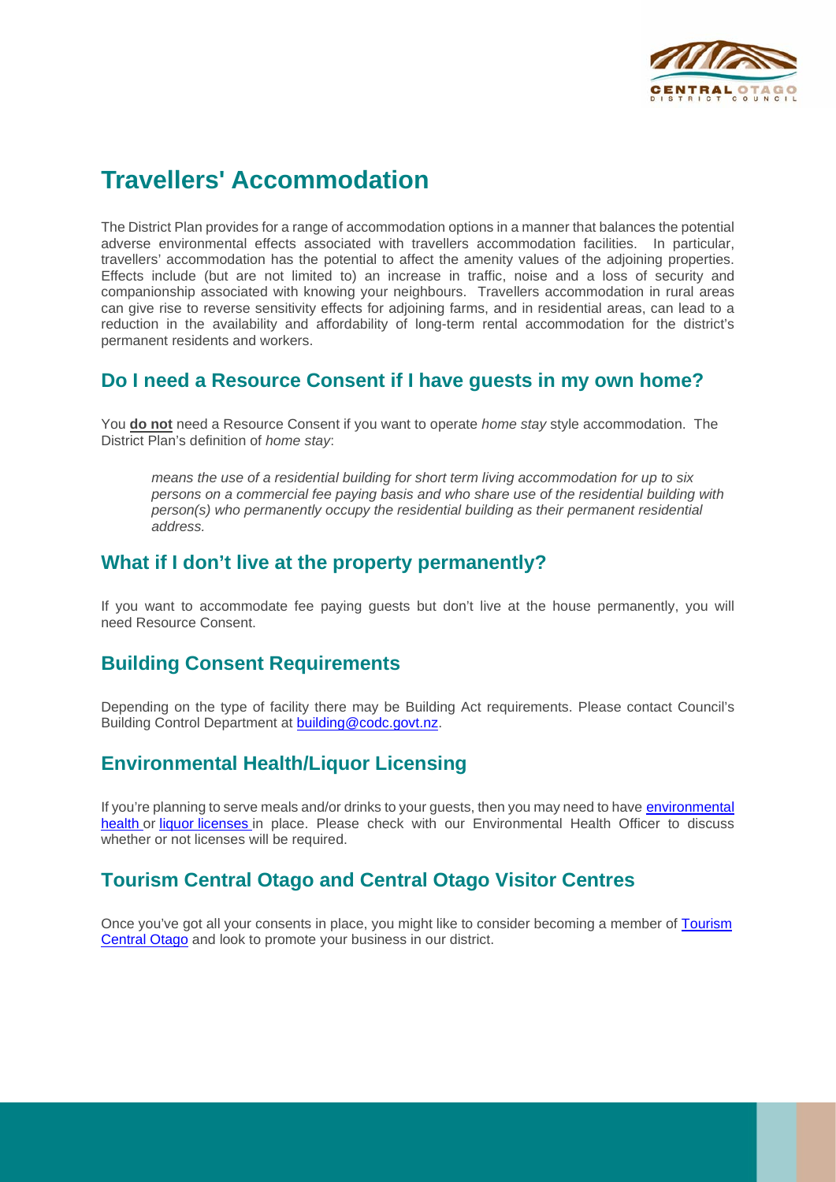# Travellers' Accommodation

The District Plan provides for a range of accommodation options in a manner that balances the potential adverse environmental effects associated with travellers accommodation facilities. In particular, travellers' accommodation has the potential to affect the amenity values of the adjoining properties. Effects include (but are not limited to) an increase in traffic, noise and a loss of security and companionship associated with knowing your neighbours. Travellers accommodation in rural areas can give rise to reverse sensitivity effects for adjoining farms, and in residential areas, can lead to a reduction in the availability and affordability of long-term rental accommodation for the district's permanent residents and workers.

## Do I need a Resource Consent if I have guests in my own home?

You **do not** need a Resource Consent if you want to operate *home stay* style accommodation. The District Plan's definition of *home stay*:

> *means the use of a residential building for short term living accommodation for up to six persons on a commercial fee paying basis and who share use of the residential building with person(s) who permanently occupy the residential building as their permanent residential address.*

## What if I don't live at the property permanently?

If you want to accommodate fee paying guests but don't live at the house permanently, you will need Resource Consent.

## Building Consent Requirements

Depending on the type of facility there may be Building Act requirements. Please contact Council's Building Control Department at building@codc.govt.nz.

## Environmental Health/Liquor Licensing

If you're planning to serve meals and/or drinks to your guests, then you may need to have environmental health or liquor licenses in place. Please check with our Environmental Health Officer to discuss whether or not licenses will be required.

## Tourism Central Otago and Central Otago Visitor Centres

Once you've got all your consents in place, you might like to consider becoming a member of Tourism Central Otago and look to promote your business in our district.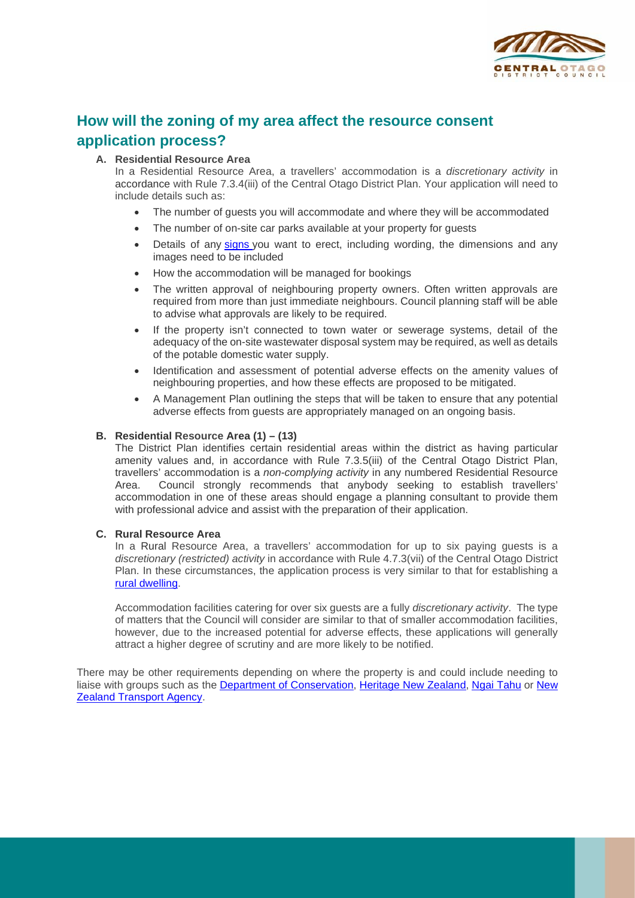## How will the zoning of my area affect the resource consent application process?

**A. Residential Resource Area**

In a Residential Resource Area, a travellers' accommodation is a *discretionary activity* in accordance with Rule 7.3.4(iii) of the Central Otago District Plan. Your application will need to include details such as:

- The number of guests you will accommodate and where they will be accommodated
- The number of on-site car parks available at your property for guests
- Details of any signs you want to erect, including wording, the dimensions and any images need to be included
- How the accommodation will be managed for bookings
- The written approval of neighbouring property owners. Often written approvals are required from more than just immediate neighbours. Council planning staff will be able to advise what approvals are likely to be required.
- If the property isn't connected to town water or sewerage systems, detail of the adequacy of the on-site wastewater disposal system may be required, as well as details of the potable domestic water supply.
- Identification and assessment of potential adverse effects on the amenity values of neighbouring properties, and how these effects are proposed to be mitigated.
- A Management Plan outlining the steps that will be taken to ensure that any potential adverse effects from guests are appropriately managed on an ongoing basis.

**B. Residential Resource Area (1) – (13)**

The District Plan identifies certain residential areas within the district as having particular amenity values and, in accordance with Rule 7.3.5(iii) of the Central Otago District Plan, travellers' accommodation is a *non-complying activity* in any numbered Residential Resource Area. Council strongly recommends that anybody seeking to establish travellers' accommodation in one of these areas should engage a planning consultant to provide them with professional advice and assist with the preparation of their application.

**C. Rural Resource Area**

In a Rural Resource Area, a travellers' accommodation for up to six paying guests is a *discretionary (restricted) activity* in accordance with Rule 4.7.3(vii) of the Central Otago District Plan. In these circumstances, the application process is very similar to that for establishing a rural dwelling.

Accommodation facilities catering for over six guests are a fully *discretionary activity*. The type of matters that the Council will consider are similar to that of smaller accommodation facilities, however, due to the increased potential for adverse effects, these applications will generally attract a higher degree of scrutiny and are more likely to be notified.

There may be other requirements depending on where the property is and could include needing to liaise with groups such as the Department of Conservation, Heritage New Zealand, Ngai Tahu or New Zealand Transport Agency.